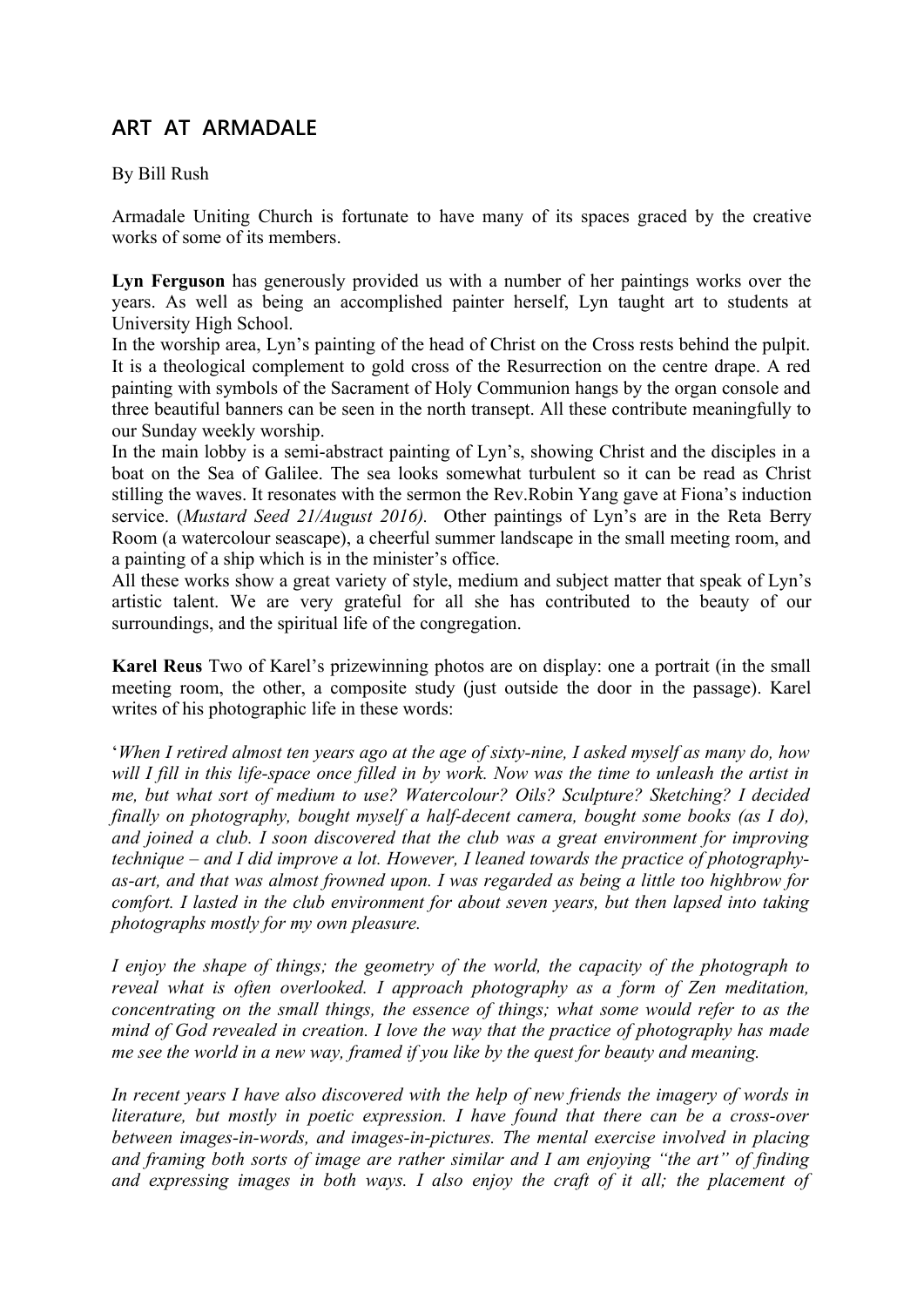## ART AT ARMADALE

By Bill Rush

Armadale Uniting Church is fortunate to have many of its spaces graced by the creative works of some of its members.

**Lyn Ferguson** has generously provided us with a number of her paintings works over the years. As well as being an accomplished painter herself, Lyn taught art to students at University High School.

In the worship area, Lyn's painting of the head of Christ on the Cross rests behind the pulpit. It is a theological complement to gold cross of the Resurrection on the centre drape. A red painting with symbols of the Sacrament of Holy Communion hangs by the organ console and three beautiful banners can be seen in the north transept. All these contribute meaningfully to our Sunday weekly worship.

In the main lobby is a semi-abstract painting of Lyn's, showing Christ and the disciples in a boat on the Sea of Galilee. The sea looks somewhat turbulent so it can be read as Christ stilling the waves. It resonates with the sermon the Rev.Robin Yang gave at Fiona's induction service. (*Mustard Seed 21/August 2016).* Other paintings of Lyn's are in the Reta Berry Room (a watercolour seascape), a cheerful summer landscape in the small meeting room, and a painting of a ship which is in the minister's office.

All these works show a great variety of style, medium and subject matter that speak of Lyn's artistic talent. We are very grateful for all she has contributed to the beauty of our surroundings, and the spiritual life of the congregation.

**Karel Reus** Two of Karel's prizewinning photos are on display: one a portrait (in the small meeting room, the other, a composite study (just outside the door in the passage). Karel writes of his photographic life in these words:

'*When I retired almost ten years ago at the age of sixty-nine, I asked myself as many do, how will I fill in this life-space once filled in by work. Now was the time to unleash the artist in me, but what sort of medium to use? Watercolour? Oils? Sculpture? Sketching? I decided finally on photography, bought myself a half-decent camera, bought some books (as I do), and joined a club. I soon discovered that the club was a great environment for improving technique – and I did improve a lot. However, I leaned towards the practice of photography-as-art, and that was almost frowned upon. I was regarded as being a little too highbrow for comfort. I lasted in the club environment for about seven years, but then lapsed into taking photographs mostly for my own pleasure.*

*I enjoy the shape of things; the geometry of the world, the capacity of the photograph to reveal what is often overlooked. I approach photography as a form of Zen meditation, concentrating on the small things, the essence of things; what some would refer to as the mind of God revealed in creation. I love the way that the practice of photography has made me see the world in a new way, framed if you like by the quest for beauty and meaning.*

*In recent years I have also discovered with the help of new friends the imagery of words in literature, but mostly in poetic expression. I have found that there can be a cross-over between images-in-words, and images-in-pictures. The mental exercise involved in placing and framing both sorts of image are rather similar and I am enjoying "the art" of finding and expressing images in both ways. I also enjoy the craft of it all; the placement of*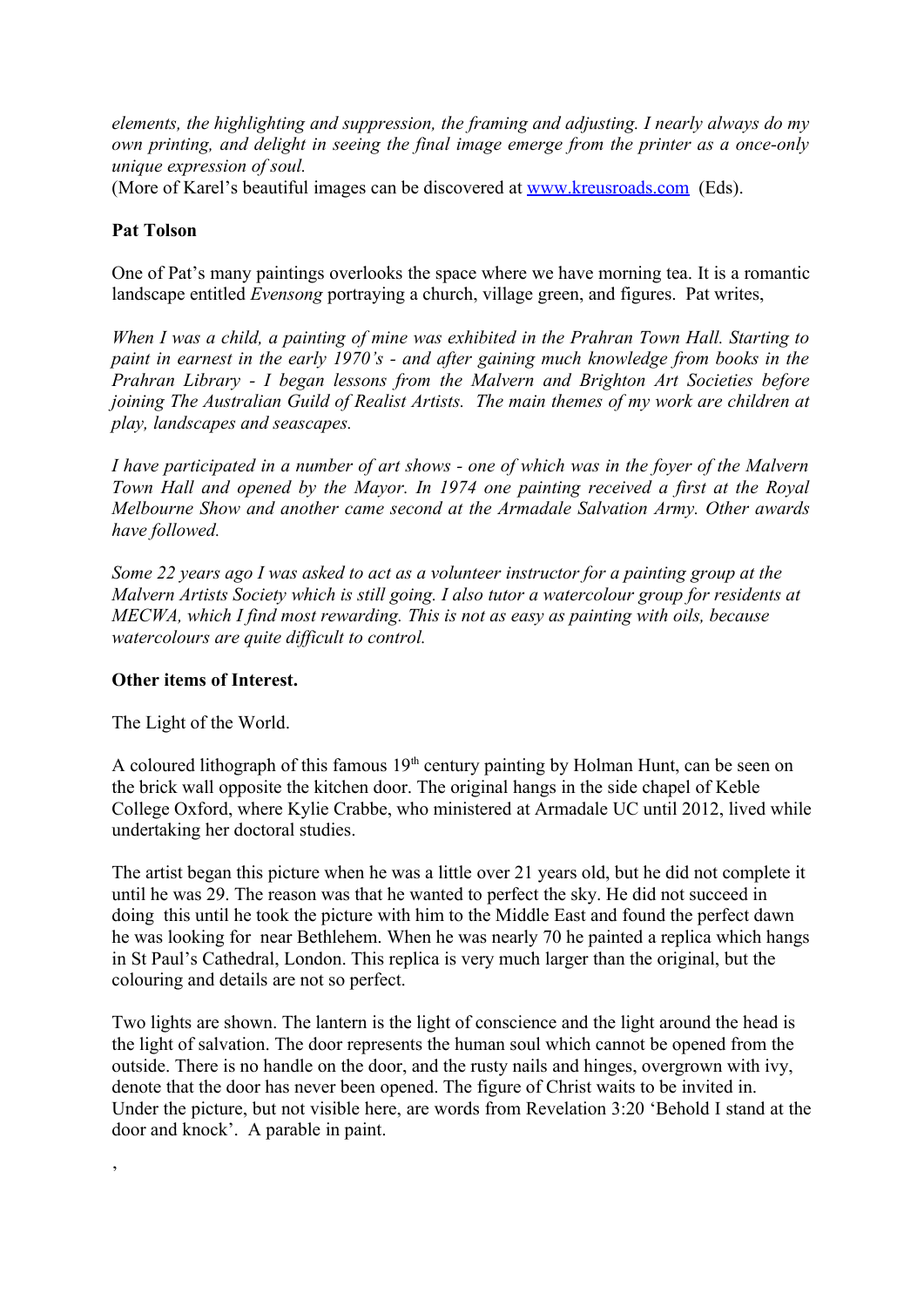*elements, the highlighting and suppression, the framing and adjusting. I nearly always do my own printing, and delight in seeing the final image emerge from the printer as a once-only unique expression of soul.*

(More of Karel's beautiful images can be discovered at [www.kreusroads.com](http://www.kreusroads.com) (Eds).

**Pat Tolson**

One of Pat's many paintings overlooks the space where we have morning tea. It is a romantic landscape entitled *Evensong* portraying a church, village green, and figures. Pat writes,

*When I was a child, a painting of mine was exhibited in the Prahran Town Hall. Starting to paint in earnest in the early 1970's - and after gaining much knowledge from books in the Prahran Library - I began lessons from the Malvern and Brighton Art Societies before joining The Australian Guild of Realist Artists. The main themes of my work are children at play, landscapes and seascapes.*

*I have participated in a number of art shows - one of which was in the foyer of the Malvern Town Hall and opened by the Mayor. In 1974 one painting received a first at the Royal Melbourne Show and another came second at the Armadale Salvation Army. Other awards have followed.*

*Some 22 years ago I was asked to act as a volunteer instructor for a painting group at the Malvern Artists Society which is still going. I also tutor a watercolour group for residents at MECWA, which I find most rewarding. This is not as easy as painting with oils, because watercolours are quite difficult to control.*

**Other items of Interest.**

The Light of the World.

A coloured lithograph of this famous 19th century painting by Holman Hunt, can be seen on the brick wall opposite the kitchen door. The original hangs in the side chapel of Keble College Oxford, where Kylie Crabbe, who ministered at Armadale UC until 2012, lived while undertaking her doctoral studies.

The artist began this picture when he was a little over 21 years old, but he did not complete it until he was 29. The reason was that he wanted to perfect the sky. He did not succeed in doing this until he took the picture with him to the Middle East and found the perfect dawn he was looking for near Bethlehem. When he was nearly 70 he painted a replica which hangs in St Paul's Cathedral, London. This replica is very much larger than the original, but the colouring and details are not so perfect.

Two lights are shown. The lantern is the light of conscience and the light around the head is the light of salvation. The door represents the human soul which cannot be opened from the outside. There is no handle on the door, and the rusty nails and hinges, overgrown with ivy, denote that the door has never been opened. The figure of Christ waits to be invited in. Under the picture, but not visible here, are words from Revelation 3:20 'Behold I stand at the door and knock'. A parable in paint.

,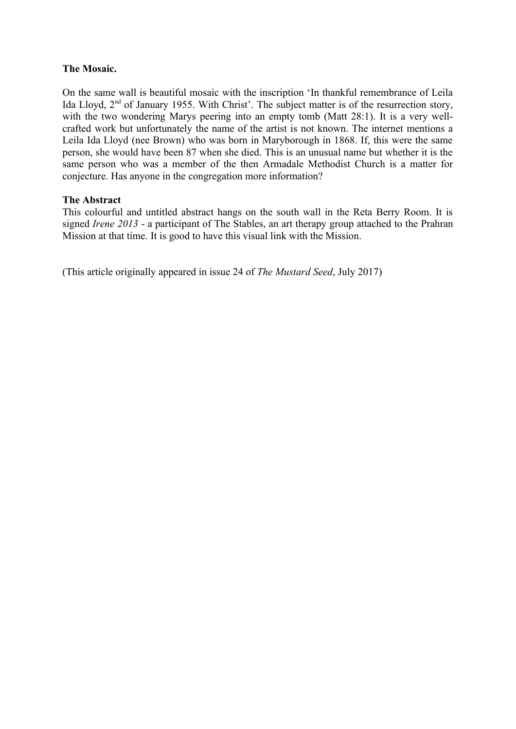**The Mosaic.**

On the same wall is beautiful mosaic with the inscription 'In thankful remembrance of Leila Ida Lloyd, 2nd of January 1955. With Christ'. The subject matter is of the resurrection story, with the two wondering Marys peering into an empty tomb (Matt 28:1). It is a very well-crafted work but unfortunately the name of the artist is not known. The internet mentions a Leila Ida Lloyd (nee Brown) who was born in Maryborough in 1868. If, this were the same person, she would have been 87 when she died. This is an unusual name but whether it is the same person who was a member of the then Armadale Methodist Church is a matter for conjecture. Has anyone in the congregation more information?

**The Abstract**

This colourful and untitled abstract hangs on the south wall in the Reta Berry Room. It is signed *Irene 2013* - a participant of The Stables, an art therapy group attached to the Prahran Mission at that time. It is good to have this visual link with the Mission.

(This article originally appeared in issue 24 of *The Mustard Seed*, July 2017)